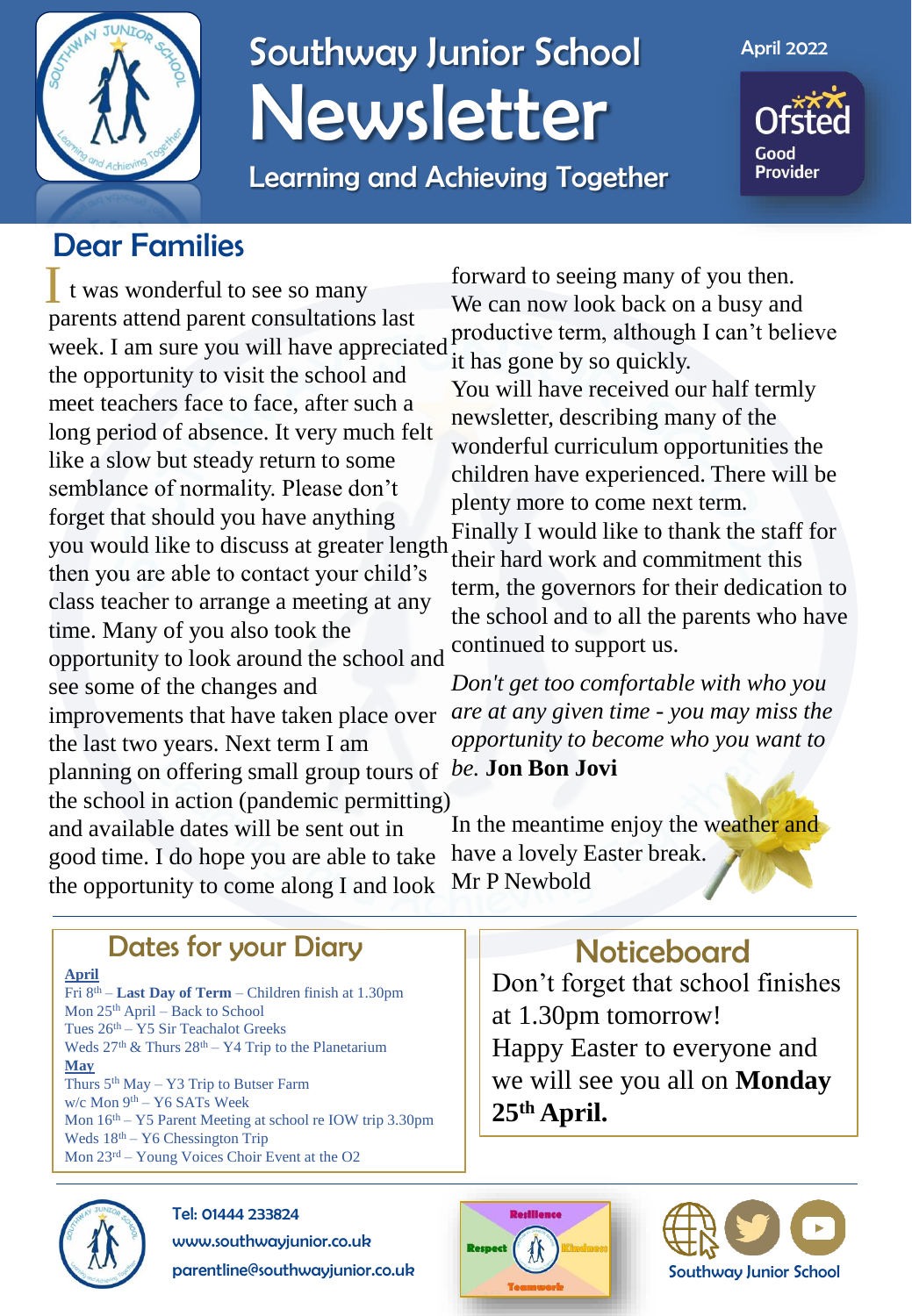# Southway Junior School Newsletter

Learning and Achieving Together

April 2022

Ofsted Good Provider

## Dear Families

It was wonderful to see so many parents attend parent consultations last week. I am sure you will have appreciated the opportunity to visit the school and meet teachers face to face, after such a long period of absence. It very much felt like a slow but steady return to some semblance of normality. Please don't forget that should you have anything you would like to discuss at greater length then you are able to contact your child's class teacher to arrange a meeting at any time. Many of you also took the opportunity to look around the school and see some of the changes and improvements that have taken place over the last two years. Next term I am planning on offering small group tours of the school in action (pandemic permitting) and available dates will be sent out in good time. I do hope you are able to take the opportunity to come along I and look forward to seeing many of you then.

We can now look back on a busy and productive term, although I can't believe it has gone by so quickly.

You will have received our half termly newsletter, describing many of the wonderful curriculum opportunities the children have experienced. There will be plenty more to come next term.

Finally I would like to thank the staff for their hard work and commitment this term, the governors for their dedication to the school and to all the parents who have continued to support us.

*Don't get too comfortable with who you are at any given time - you may miss the opportunity to become who you want to be.* **Jon Bon Jovi**

In the meantime enjoy the weather and have a lovely Easter break.

Mr P Newbold

## Dates for your Diary

**April**

- Fri 8th – **Last Day of Term** – Children finish at 1.30pm
- Mon 25th April – Back to School
- Tues 26th – Y5 Sir Teachalot Greeks
- Weds 27th & Thurs 28th – Y4 Trip to the Planetarium

**May**

- Thurs 5th May – Y3 Trip to Butser Farm
- w/c Mon 9th – Y6 SATs Week
- Mon 16th – Y5 Parent Meeting at school re IOW trip 3.30pm
- Weds 18th – Y6 Chessington Trip
- Mon 23rd – Young Voices Choir Event at the O2

## Noticeboard

Don't forget that school finishes at 1.30pm tomorrow!

Happy Easter to everyone and we will see you all on **Monday 25th April.**

Tel: 01444 233824

www.southwayjunior.co.uk

parentline@southwayjunior.co.uk

Resilience, Respect, Kindness, Teamwork

Southway Junior School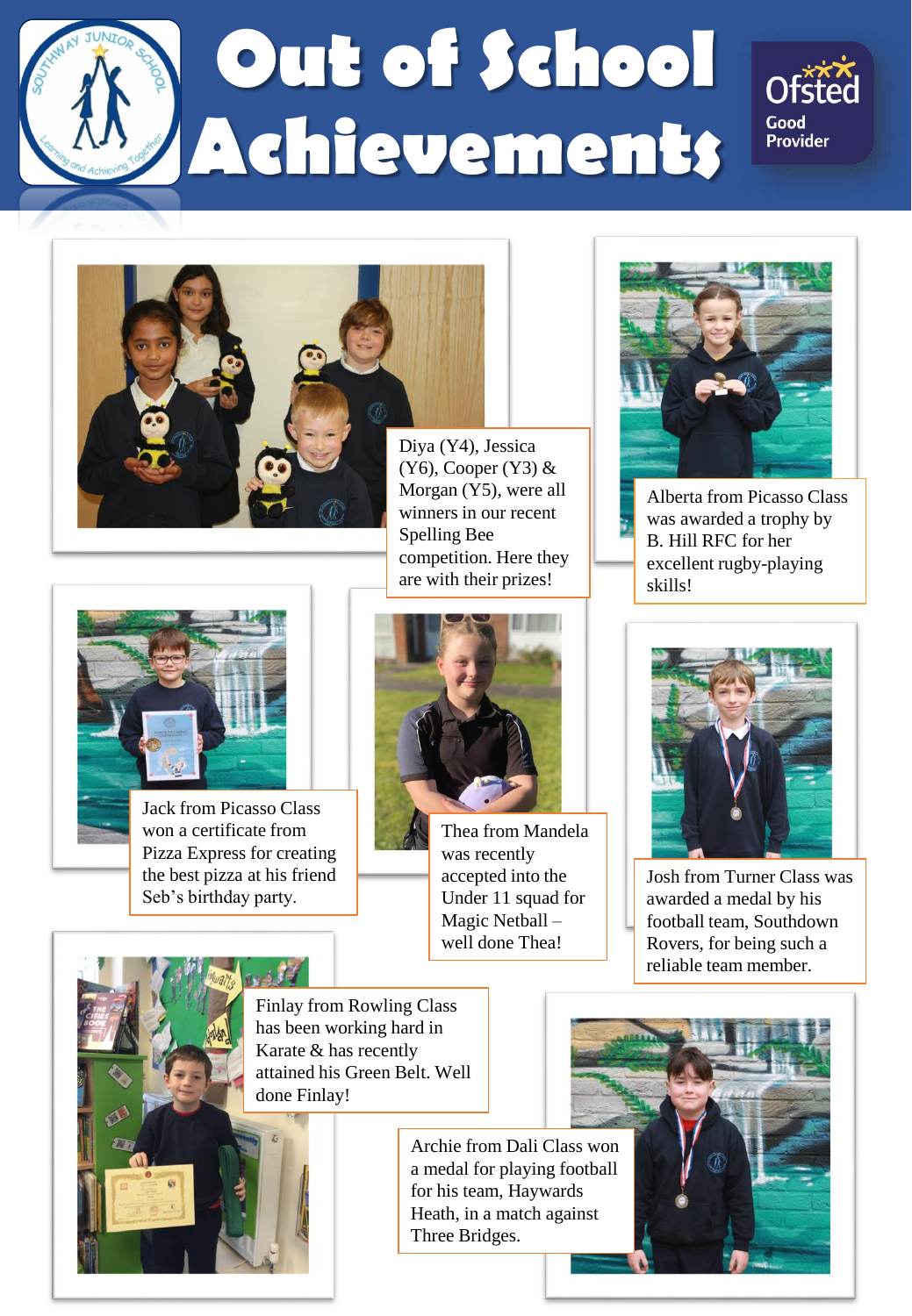# Out of School Achievements

Diya (Y4), Jessica (Y6), Cooper (Y3) & Morgan (Y5), were all winners in our recent Spelling Bee competition. Here they are with their prizes!

Alberta from Picasso Class was awarded a trophy by B. Hill RFC for her excellent rugby-playing skills!

Jack from Picasso Class won a certificate from Pizza Express for creating the best pizza at his friend Seb's birthday party.

Thea from Mandela was recently accepted into the Under 11 squad for Magic Netball – well done Thea!

Josh from Turner Class was awarded a medal by his football team, Southdown Rovers, for being such a reliable team member.

Finlay from Rowling Class has been working hard in Karate & has recently attained his Green Belt. Well done Finlay!

Archie from Dali Class won a medal for playing football for his team, Haywards Heath, in a match against Three Bridges.